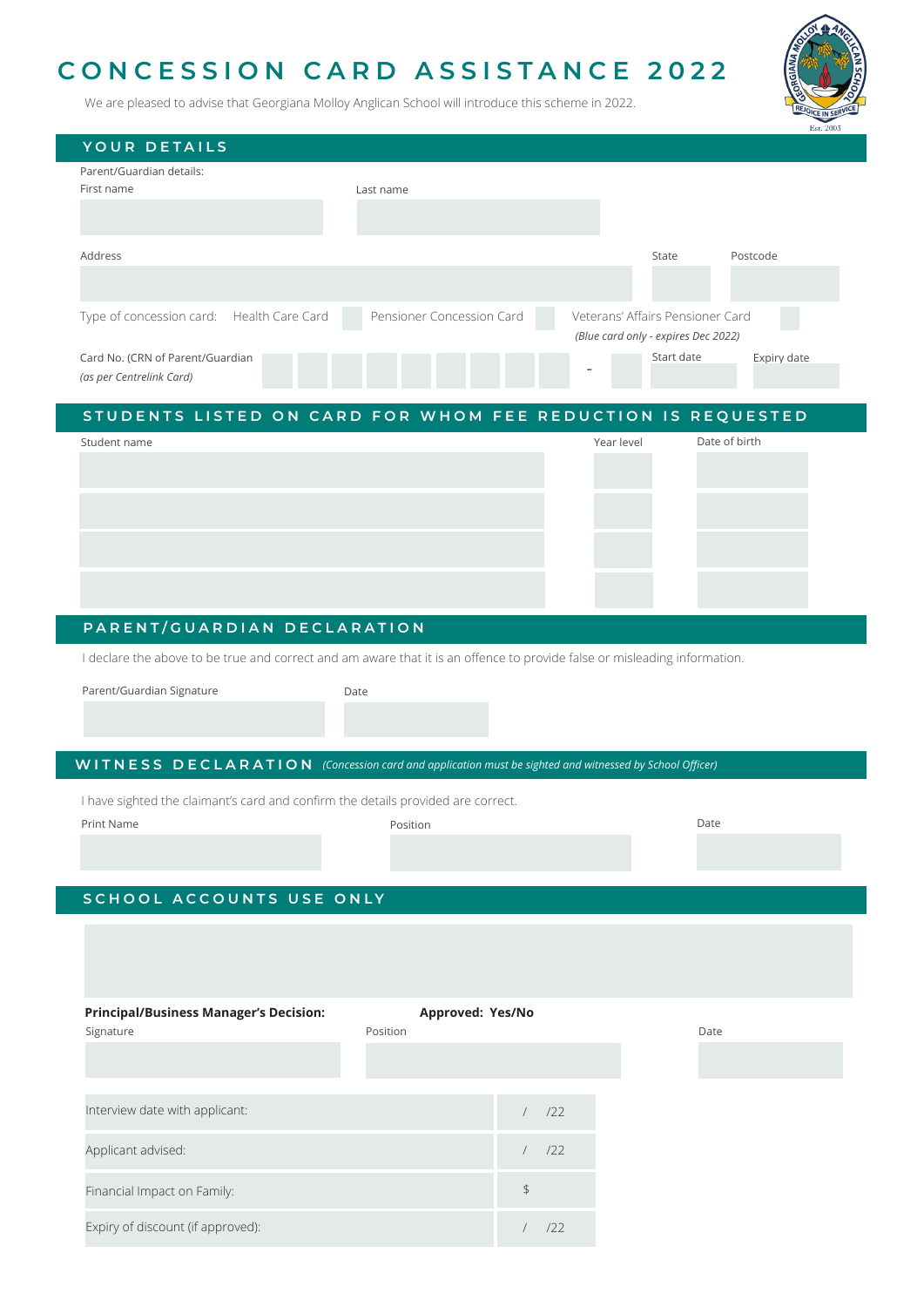# CONCESSION CARD ASSISTANCE 2022

We are pleased to advise that Georgiana Molloy Anglican School will introduce this scheme in 2022.

## YOUR DETAILS

Parent/Guardian details:

| First name | Last name |
|---|---|
| | |

| Address | State | Postcode |
|---|---|---|
| | | |

Type of concession card: Health Care Card ☐ Pensioner Concession Card ☐ Veterans' Affairs Pensioner Card ☐
*(Blue card only - expires Dec 2022)*

Card No. (CRN of Parent/Guardian *(as per Centrelink Card)* ☐☐☐☐☐☐☐☐☐ - ☐

| Start date | Expiry date |
|---|---|
| | |

## STUDENTS LISTED ON CARD FOR WHOM FEE REDUCTION IS REQUESTED

| Student name | Year level | Date of birth |
|---|---|---|
| | | |
| | | |
| | | |
| | | |

## PARENT/GUARDIAN DECLARATION

I declare the above to be true and correct and am aware that it is an offence to provide false or misleading information.

| Parent/Guardian Signature | Date |
|---|---|
| | |

## WITNESS DECLARATION *(Concession card and application must be sighted and witnessed by School Officer)*

I have sighted the claimant's card and confirm the details provided are correct.

| Print Name | Position | Date |
|---|---|---|
| | | |

## SCHOOL ACCOUNTS USE ONLY

**Principal/Business Manager's Decision:** **Approved: Yes/No**

| Signature | Position | Date |
|---|---|---|
| | | |

| | |
|---|---|
| Interview date with applicant: | / /22 |
| Applicant advised: | / /22 |
| Financial Impact on Family: | $ |
| Expiry of discount (if approved): | / /22 |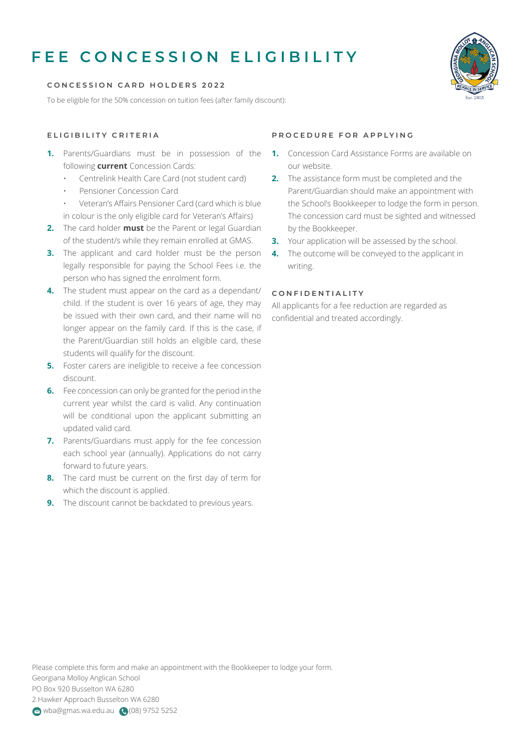# FEE CONCESSION ELIGIBILITY

#### CONCESSION CARD HOLDERS 2022

To be eligible for the 50% concession on tuition fees (after family discount):

#### ELIGIBILITY CRITERIA

1. Parents/Guardians must be in possession of the following **current** Concession Cards:
   - Centrelink Health Care Card (not student card)
   - Pensioner Concession Card
   - Veteran's Affairs Pensioner Card (card which is blue in colour is the only eligible card for Veteran's Affairs)
2. The card holder **must** be the Parent or legal Guardian of the student/s while they remain enrolled at GMAS.
3. The applicant and card holder must be the person legally responsible for paying the School Fees i.e. the person who has signed the enrolment form.
4. The student must appear on the card as a dependant/ child. If the student is over 16 years of age, they may be issued with their own card, and their name will no longer appear on the family card. If this is the case, if the Parent/Guardian still holds an eligible card, these students will qualify for the discount.
5. Foster carers are ineligible to receive a fee concession discount.
6. Fee concession can only be granted for the period in the current year whilst the card is valid. Any continuation will be conditional upon the applicant submitting an updated valid card.
7. Parents/Guardians must apply for the fee concession each school year (annually). Applications do not carry forward to future years.
8. The card must be current on the first day of term for which the discount is applied.
9. The discount cannot be backdated to previous years.

#### PROCEDURE FOR APPLYING

1. Concession Card Assistance Forms are available on our website.
2. The assistance form must be completed and the Parent/Guardian should make an appointment with the School's Bookkeeper to lodge the form in person. The concession card must be sighted and witnessed by the Bookkeeper.
3. Your application will be assessed by the school.
4. The outcome will be conveyed to the applicant in writing.

#### CONFIDENTIALITY

All applicants for a fee reduction are regarded as confidential and treated accordingly.

Please complete this form and make an appointment with the Bookkeeper to lodge your form.
Georgiana Molloy Anglican School
PO Box 920 Busselton WA 6280
2 Hawker Approach Busselton WA 6280
wba@gmas.wa.edu.au (08) 9752 5252